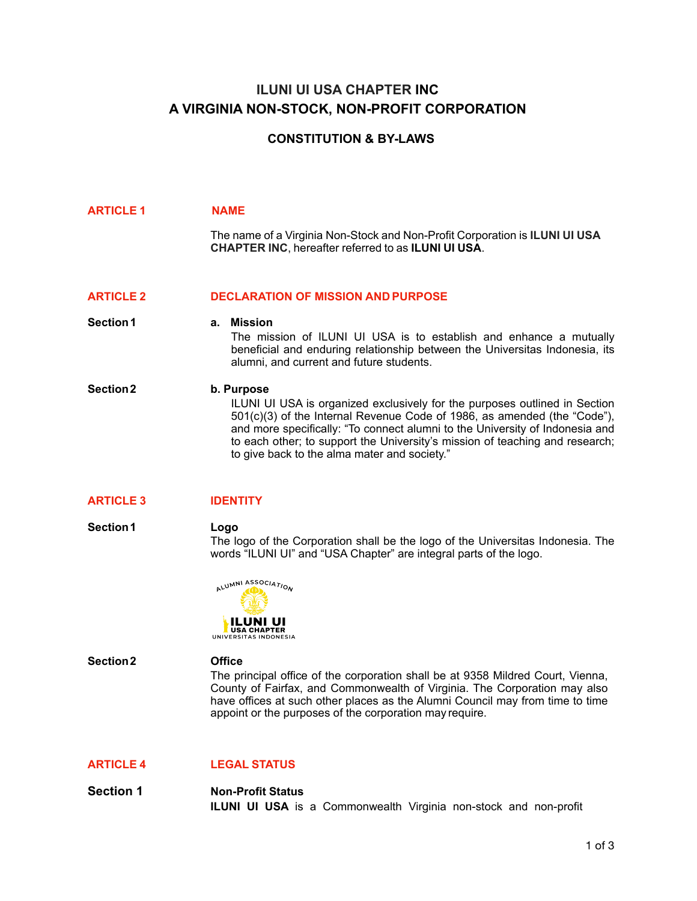# ILUNI UI USA CHAPTER INC
# A VIRGINIA NON-STOCK, NON-PROFIT CORPORATION

## CONSTITUTION & BY-LAWS

## ARTICLE 1 NAME

The name of a Virginia Non-Stock and Non-Profit Corporation is **ILUNI UI USA CHAPTER INC**, hereafter referred to as **ILUNI UI USA**.

## ARTICLE 2 DECLARATION OF MISSION AND PURPOSE

**Section 1**

**a. Mission**

The mission of ILUNI UI USA is to establish and enhance a mutually beneficial and enduring relationship between the Universitas Indonesia, its alumni, and current and future students.

**Section 2**

**b. Purpose**

ILUNI UI USA is organized exclusively for the purposes outlined in Section 501(c)(3) of the Internal Revenue Code of 1986, as amended (the "Code"), and more specifically: "To connect alumni to the University of Indonesia and to each other; to support the University's mission of teaching and research; to give back to the alma mater and society."

## ARTICLE 3 IDENTITY

**Section 1**

**Logo**

The logo of the Corporation shall be the logo of the Universitas Indonesia. The words "ILUNI UI" and "USA Chapter" are integral parts of the logo.

**Section 2**

**Office**

The principal office of the corporation shall be at 9358 Mildred Court, Vienna, County of Fairfax, and Commonwealth of Virginia. The Corporation may also have offices at such other places as the Alumni Council may from time to time appoint or the purposes of the corporation may require.

## ARTICLE 4 LEGAL STATUS

**Section 1**

**Non-Profit Status**

**ILUNI UI USA** is a Commonwealth Virginia non-stock and non-profit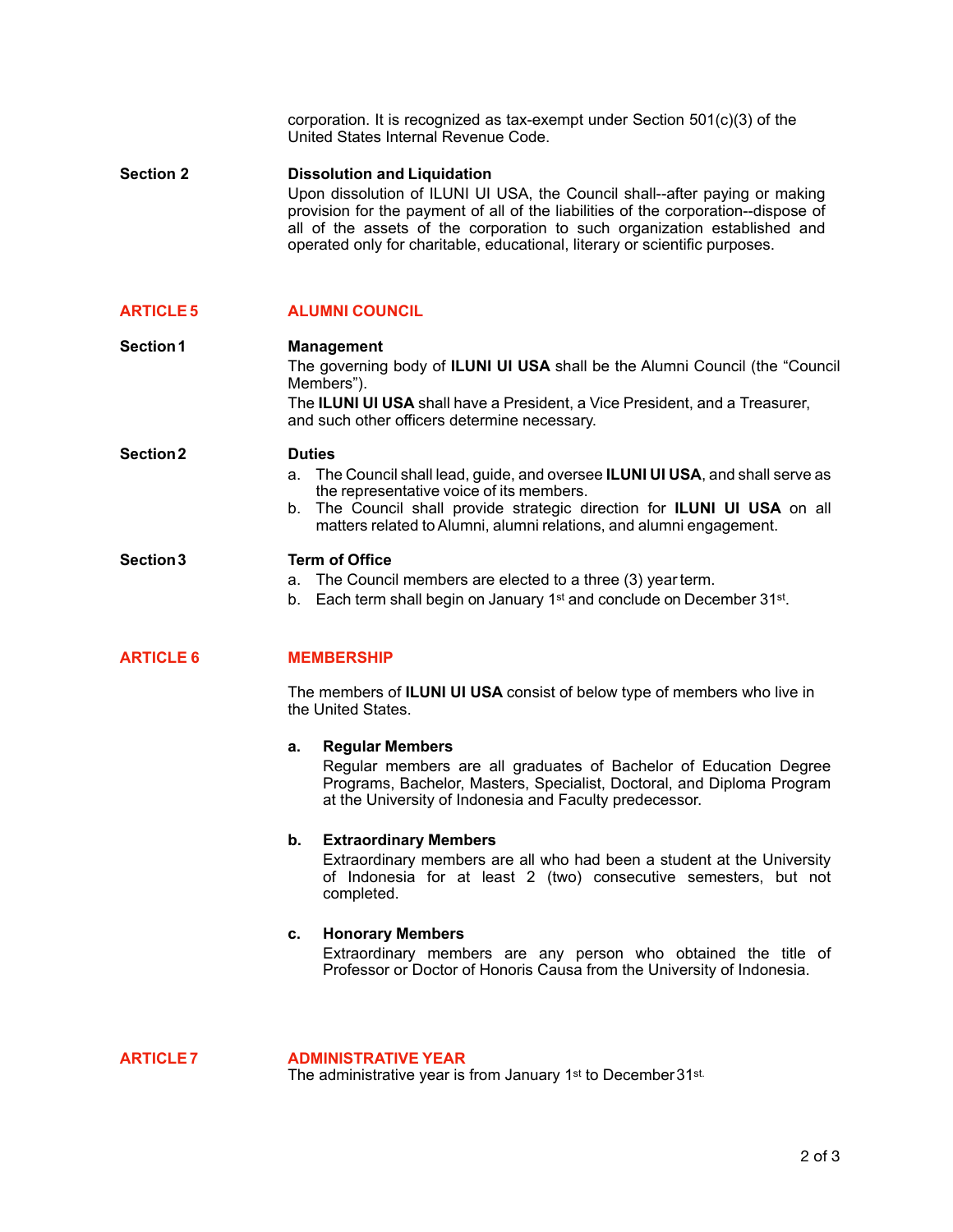corporation. It is recognized as tax-exempt under Section 501(c)(3) of the United States Internal Revenue Code.

**Section 2** **Dissolution and Liquidation**

Upon dissolution of ILUNI UI USA, the Council shall--after paying or making provision for the payment of all of the liabilities of the corporation--dispose of all of the assets of the corporation to such organization established and operated only for charitable, educational, literary or scientific purposes.

## ARTICLE 5 ALUMNI COUNCIL

**Section 1** **Management**

The governing body of **ILUNI UI USA** shall be the Alumni Council (the "Council Members").

The **ILUNI UI USA** shall have a President, a Vice President, and a Treasurer, and such other officers determine necessary.

**Section 2** **Duties**

a. The Council shall lead, guide, and oversee **ILUNI UI USA**, and shall serve as the representative voice of its members.
b. The Council shall provide strategic direction for **ILUNI UI USA** on all matters related to Alumni, alumni relations, and alumni engagement.

**Section 3** **Term of Office**

a. The Council members are elected to a three (3) year term.
b. Each term shall begin on January 1st and conclude on December 31st.

## ARTICLE 6 MEMBERSHIP

The members of **ILUNI UI USA** consist of below type of members who live in the United States.

**a. Regular Members**

Regular members are all graduates of Bachelor of Education Degree Programs, Bachelor, Masters, Specialist, Doctoral, and Diploma Program at the University of Indonesia and Faculty predecessor.

**b. Extraordinary Members**

Extraordinary members are all who had been a student at the University of Indonesia for at least 2 (two) consecutive semesters, but not completed.

**c. Honorary Members**

Extraordinary members are any person who obtained the title of Professor or Doctor of Honoris Causa from the University of Indonesia.

## ARTICLE 7 ADMINISTRATIVE YEAR

The administrative year is from January 1st to December 31st.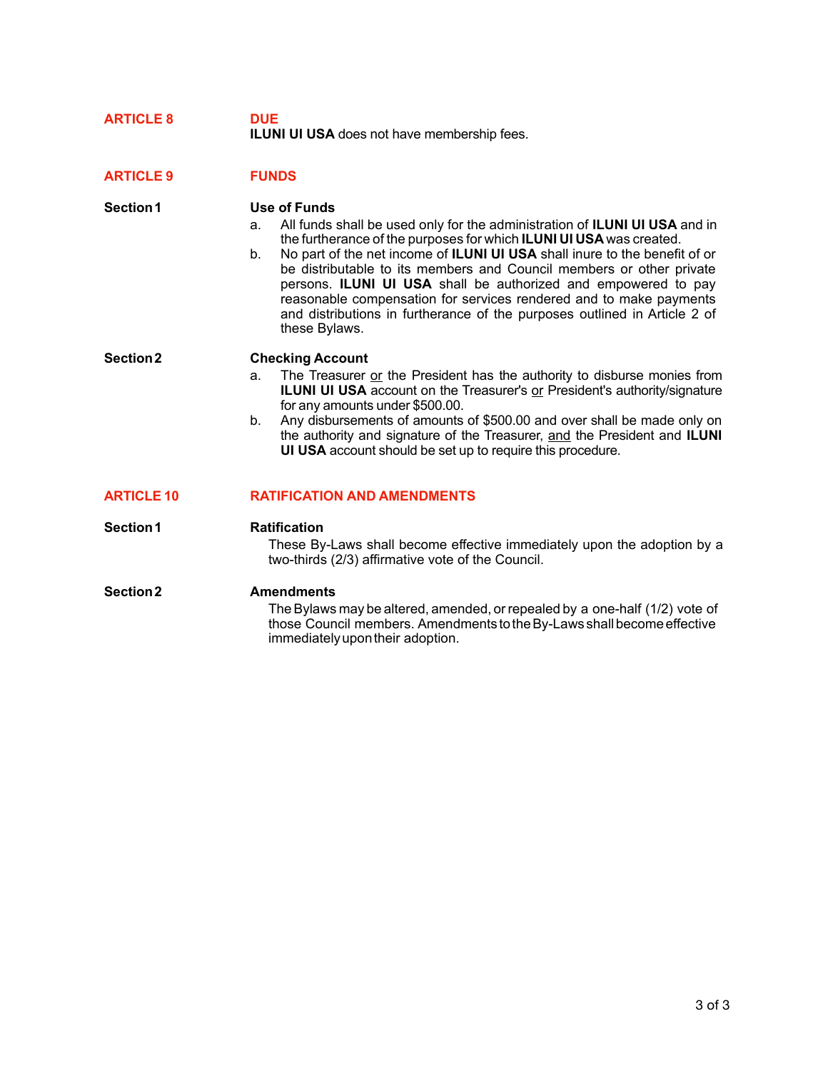## ARTICLE 8 DUE

**ILUNI UI USA** does not have membership fees.

## ARTICLE 9 FUNDS

### Section 1 Use of Funds

a. All funds shall be used only for the administration of **ILUNI UI USA** and in the furtherance of the purposes for which **ILUNI UI USA** was created.

b. No part of the net income of **ILUNI UI USA** shall inure to the benefit of or be distributable to its members and Council members or other private persons. **ILUNI UI USA** shall be authorized and empowered to pay reasonable compensation for services rendered and to make payments and distributions in furtherance of the purposes outlined in Article 2 of these Bylaws.

### Section 2 Checking Account

a. The Treasurer <u>or</u> the President has the authority to disburse monies from **ILUNI UI USA** account on the Treasurer's <u>or</u> President's authority/signature for any amounts under $500.00.

b. Any disbursements of amounts of $500.00 and over shall be made only on the authority and signature of the Treasurer, <u>and</u> the President and **ILUNI UI USA** account should be set up to require this procedure.

## ARTICLE 10 RATIFICATION AND AMENDMENTS

### Section 1 Ratification

These By-Laws shall become effective immediately upon the adoption by a two-thirds (2/3) affirmative vote of the Council.

### Section 2 Amendments

The Bylaws may be altered, amended, or repealed by a one-half (1/2) vote of those Council members. Amendments to the By-Laws shall become effective immediately upon their adoption.